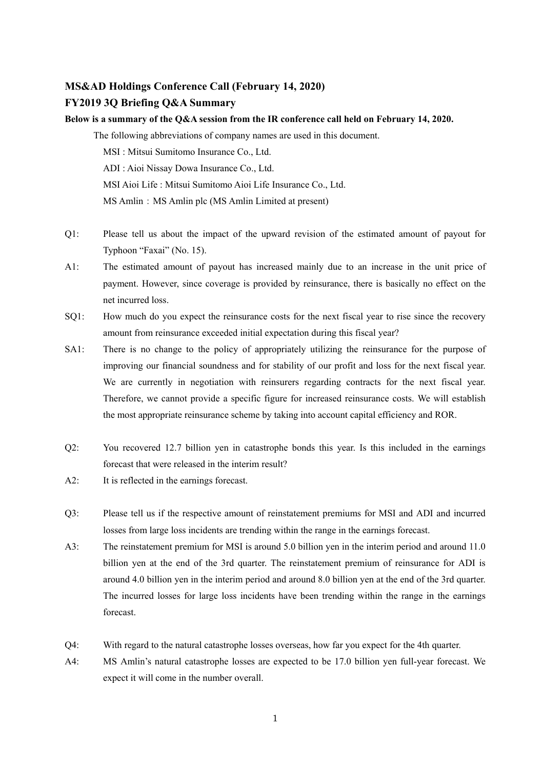## MS&AD Holdings Conference Call (February 14, 2020)

## FY2019 3Q Briefing Q&A Summary

**Below is a summary of the Q&A session from the IR conference call held on February 14, 2020.**

The following abbreviations of company names are used in this document.

MSI : Mitsui Sumitomo Insurance Co., Ltd.

ADI : Aioi Nissay Dowa Insurance Co., Ltd.

MSI Aioi Life : Mitsui Sumitomo Aioi Life Insurance Co., Ltd.

MS Amlin：MS Amlin plc (MS Amlin Limited at present)

Q1: Please tell us about the impact of the upward revision of the estimated amount of payout for Typhoon "Faxai" (No. 15).

A1: The estimated amount of payout has increased mainly due to an increase in the unit price of payment. However, since coverage is provided by reinsurance, there is basically no effect on the net incurred loss.

SQ1: How much do you expect the reinsurance costs for the next fiscal year to rise since the recovery amount from reinsurance exceeded initial expectation during this fiscal year?

SA1: There is no change to the policy of appropriately utilizing the reinsurance for the purpose of improving our financial soundness and for stability of our profit and loss for the next fiscal year. We are currently in negotiation with reinsurers regarding contracts for the next fiscal year. Therefore, we cannot provide a specific figure for increased reinsurance costs. We will establish the most appropriate reinsurance scheme by taking into account capital efficiency and ROR.

Q2: You recovered 12.7 billion yen in catastrophe bonds this year. Is this included in the earnings forecast that were released in the interim result?

A2: It is reflected in the earnings forecast.

Q3: Please tell us if the respective amount of reinstatement premiums for MSI and ADI and incurred losses from large loss incidents are trending within the range in the earnings forecast.

A3: The reinstatement premium for MSI is around 5.0 billion yen in the interim period and around 11.0 billion yen at the end of the 3rd quarter. The reinstatement premium of reinsurance for ADI is around 4.0 billion yen in the interim period and around 8.0 billion yen at the end of the 3rd quarter. The incurred losses for large loss incidents have been trending within the range in the earnings forecast.

Q4: With regard to the natural catastrophe losses overseas, how far you expect for the 4th quarter.

A4: MS Amlin's natural catastrophe losses are expected to be 17.0 billion yen full-year forecast. We expect it will come in the number overall.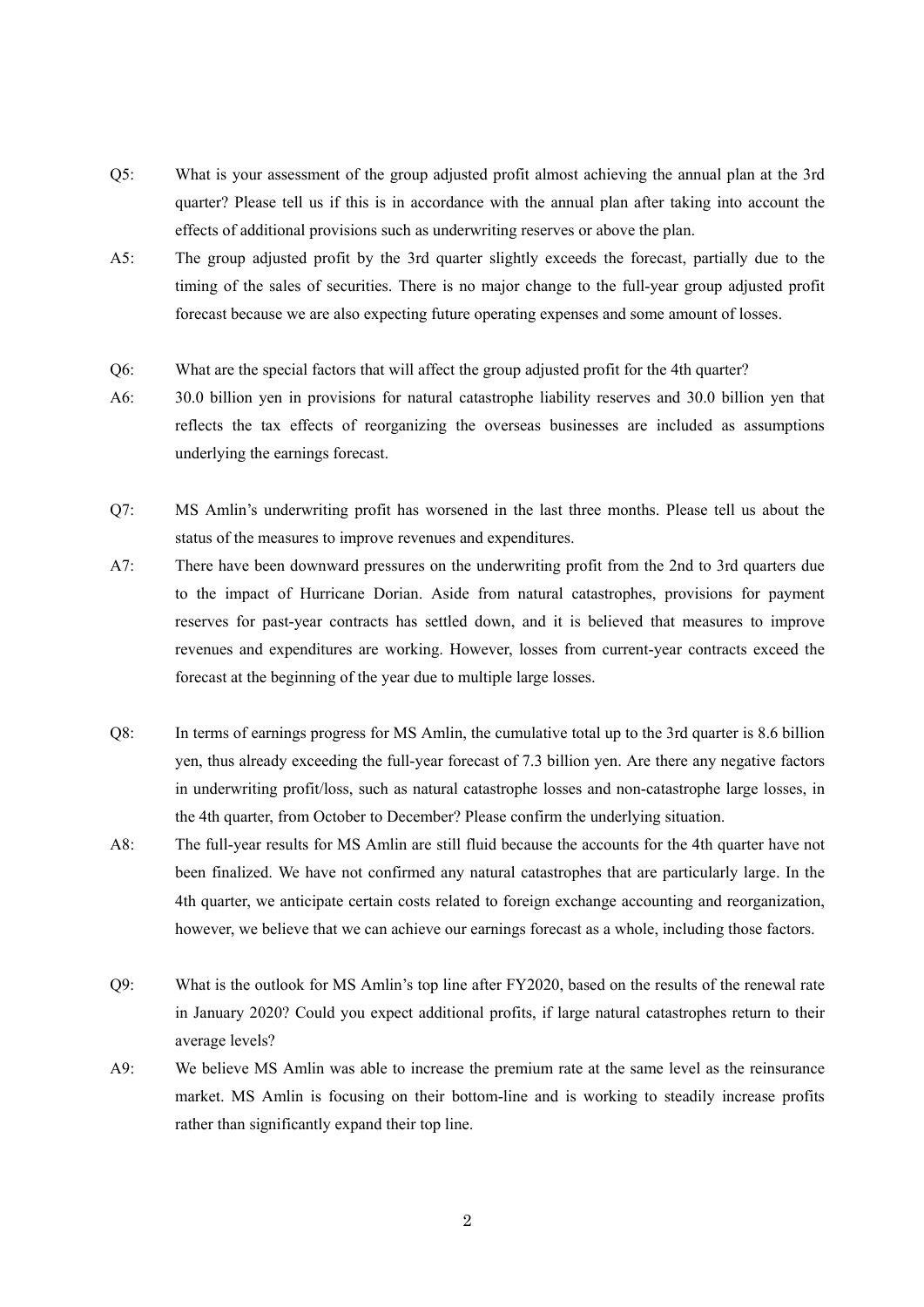Q5: What is your assessment of the group adjusted profit almost achieving the annual plan at the 3rd quarter? Please tell us if this is in accordance with the annual plan after taking into account the effects of additional provisions such as underwriting reserves or above the plan.

A5: The group adjusted profit by the 3rd quarter slightly exceeds the forecast, partially due to the timing of the sales of securities. There is no major change to the full-year group adjusted profit forecast because we are also expecting future operating expenses and some amount of losses.

Q6: What are the special factors that will affect the group adjusted profit for the 4th quarter?

A6: 30.0 billion yen in provisions for natural catastrophe liability reserves and 30.0 billion yen that reflects the tax effects of reorganizing the overseas businesses are included as assumptions underlying the earnings forecast.

Q7: MS Amlin's underwriting profit has worsened in the last three months. Please tell us about the status of the measures to improve revenues and expenditures.

A7: There have been downward pressures on the underwriting profit from the 2nd to 3rd quarters due to the impact of Hurricane Dorian. Aside from natural catastrophes, provisions for payment reserves for past-year contracts has settled down, and it is believed that measures to improve revenues and expenditures are working. However, losses from current-year contracts exceed the forecast at the beginning of the year due to multiple large losses.

Q8: In terms of earnings progress for MS Amlin, the cumulative total up to the 3rd quarter is 8.6 billion yen, thus already exceeding the full-year forecast of 7.3 billion yen. Are there any negative factors in underwriting profit/loss, such as natural catastrophe losses and non-catastrophe large losses, in the 4th quarter, from October to December? Please confirm the underlying situation.

A8: The full-year results for MS Amlin are still fluid because the accounts for the 4th quarter have not been finalized. We have not confirmed any natural catastrophes that are particularly large. In the 4th quarter, we anticipate certain costs related to foreign exchange accounting and reorganization, however, we believe that we can achieve our earnings forecast as a whole, including those factors.

Q9: What is the outlook for MS Amlin's top line after FY2020, based on the results of the renewal rate in January 2020? Could you expect additional profits, if large natural catastrophes return to their average levels?

A9: We believe MS Amlin was able to increase the premium rate at the same level as the reinsurance market. MS Amlin is focusing on their bottom-line and is working to steadily increase profits rather than significantly expand their top line.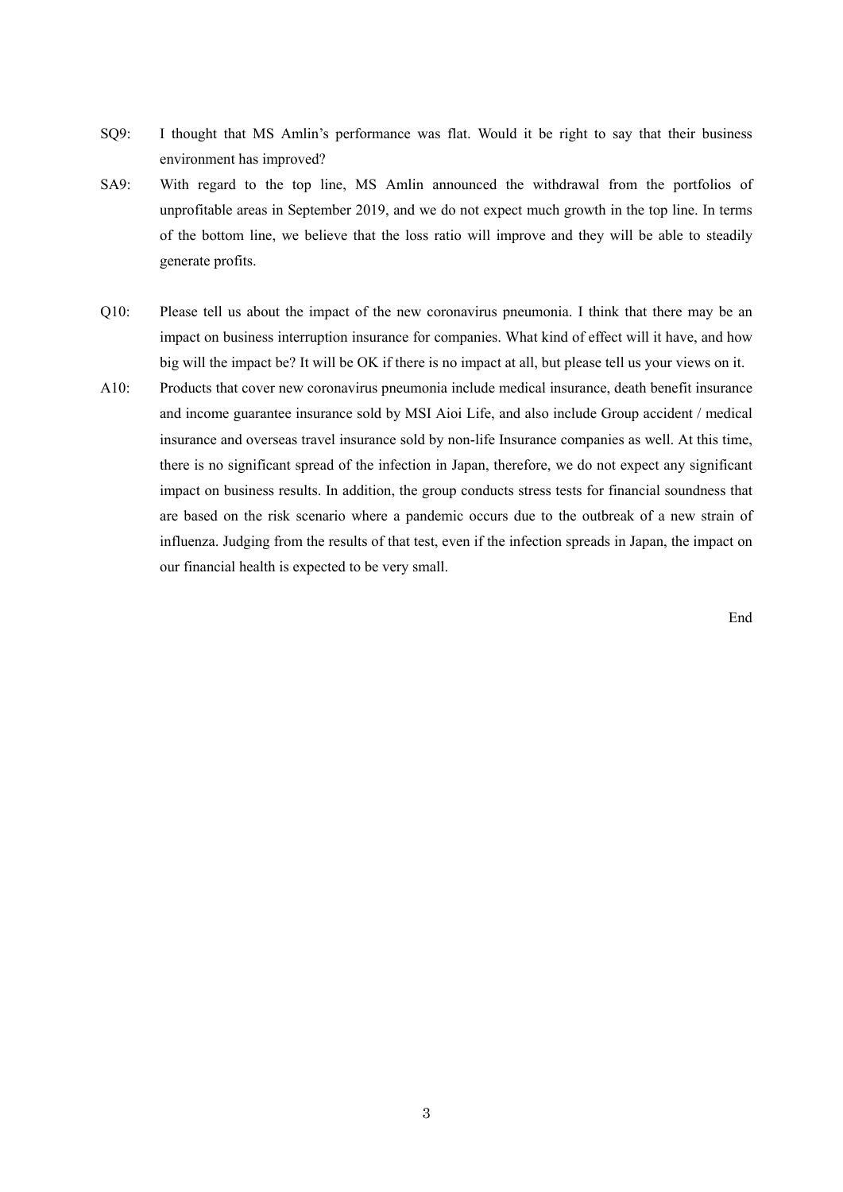SQ9: I thought that MS Amlin's performance was flat. Would it be right to say that their business environment has improved?

SA9: With regard to the top line, MS Amlin announced the withdrawal from the portfolios of unprofitable areas in September 2019, and we do not expect much growth in the top line. In terms of the bottom line, we believe that the loss ratio will improve and they will be able to steadily generate profits.

Q10: Please tell us about the impact of the new coronavirus pneumonia. I think that there may be an impact on business interruption insurance for companies. What kind of effect will it have, and how big will the impact be? It will be OK if there is no impact at all, but please tell us your views on it.

A10: Products that cover new coronavirus pneumonia include medical insurance, death benefit insurance and income guarantee insurance sold by MSI Aioi Life, and also include Group accident / medical insurance and overseas travel insurance sold by non-life Insurance companies as well. At this time, there is no significant spread of the infection in Japan, therefore, we do not expect any significant impact on business results. In addition, the group conducts stress tests for financial soundness that are based on the risk scenario where a pandemic occurs due to the outbreak of a new strain of influenza. Judging from the results of that test, even if the infection spreads in Japan, the impact on our financial health is expected to be very small.

End